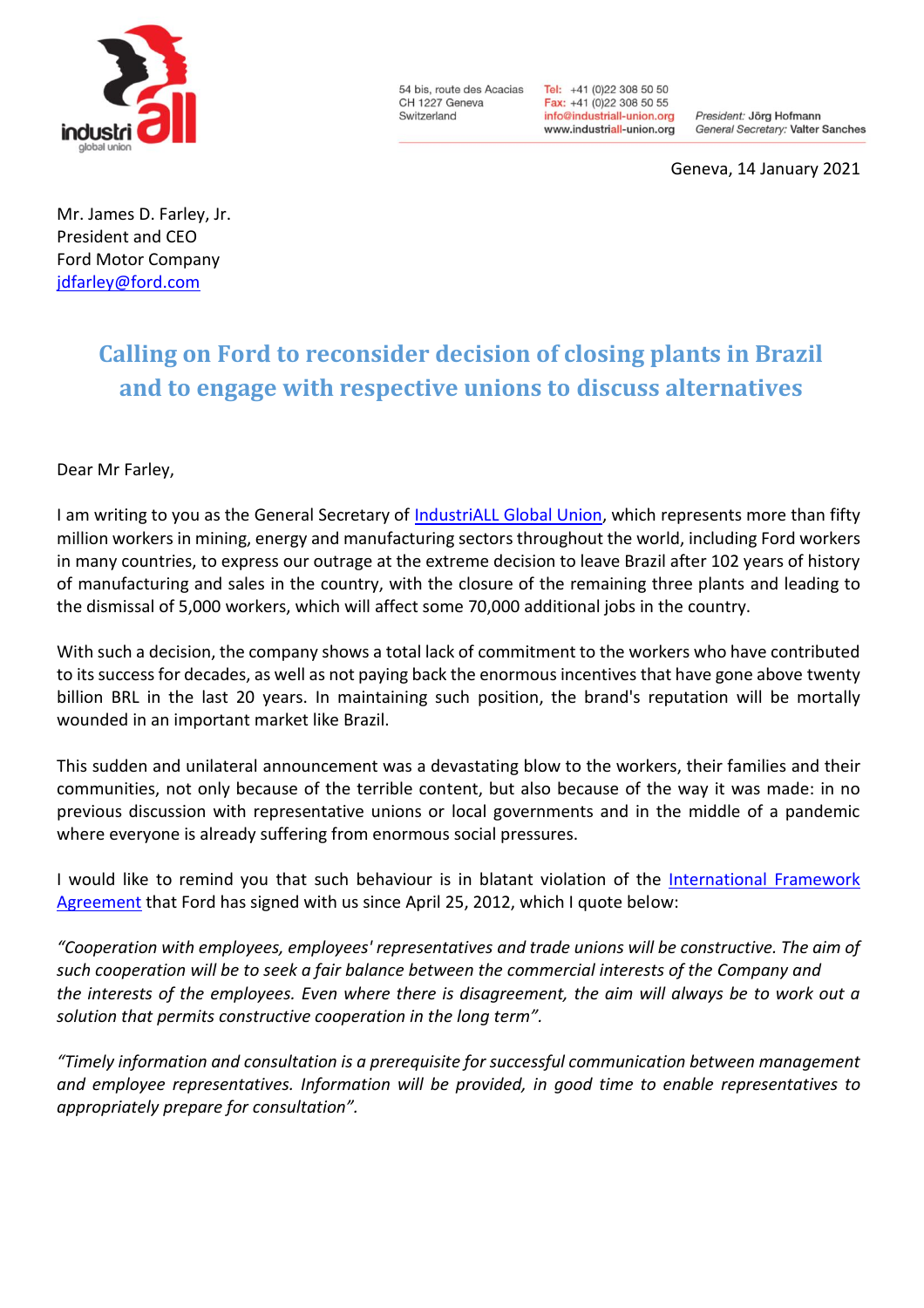industriall global union

54 bis, route des Acacias
CH 1227 Geneva
Switzerland

Tel: +41 (0)22 308 50 50
Fax: +41 (0)22 308 50 55
info@industriall-union.org
www.industriall-union.org

President: Jörg Hofmann
General Secretary: Valter Sanches

Geneva, 14 January 2021

Mr. James D. Farley, Jr.
President and CEO
Ford Motor Company
jdfarley@ford.com

## Calling on Ford to reconsider decision of closing plants in Brazil and to engage with respective unions to discuss alternatives

Dear Mr Farley,

I am writing to you as the General Secretary of IndustriALL Global Union, which represents more than fifty million workers in mining, energy and manufacturing sectors throughout the world, including Ford workers in many countries, to express our outrage at the extreme decision to leave Brazil after 102 years of history of manufacturing and sales in the country, with the closure of the remaining three plants and leading to the dismissal of 5,000 workers, which will affect some 70,000 additional jobs in the country.

With such a decision, the company shows a total lack of commitment to the workers who have contributed to its success for decades, as well as not paying back the enormous incentives that have gone above twenty billion BRL in the last 20 years. In maintaining such position, the brand's reputation will be mortally wounded in an important market like Brazil.

This sudden and unilateral announcement was a devastating blow to the workers, their families and their communities, not only because of the terrible content, but also because of the way it was made: in no previous discussion with representative unions or local governments and in the middle of a pandemic where everyone is already suffering from enormous social pressures.

I would like to remind you that such behaviour is in blatant violation of the International Framework Agreement that Ford has signed with us since April 25, 2012, which I quote below:

*"Cooperation with employees, employees' representatives and trade unions will be constructive. The aim of such cooperation will be to seek a fair balance between the commercial interests of the Company and the interests of the employees. Even where there is disagreement, the aim will always be to work out a solution that permits constructive cooperation in the long term".*

*"Timely information and consultation is a prerequisite for successful communication between management and employee representatives. Information will be provided, in good time to enable representatives to appropriately prepare for consultation".*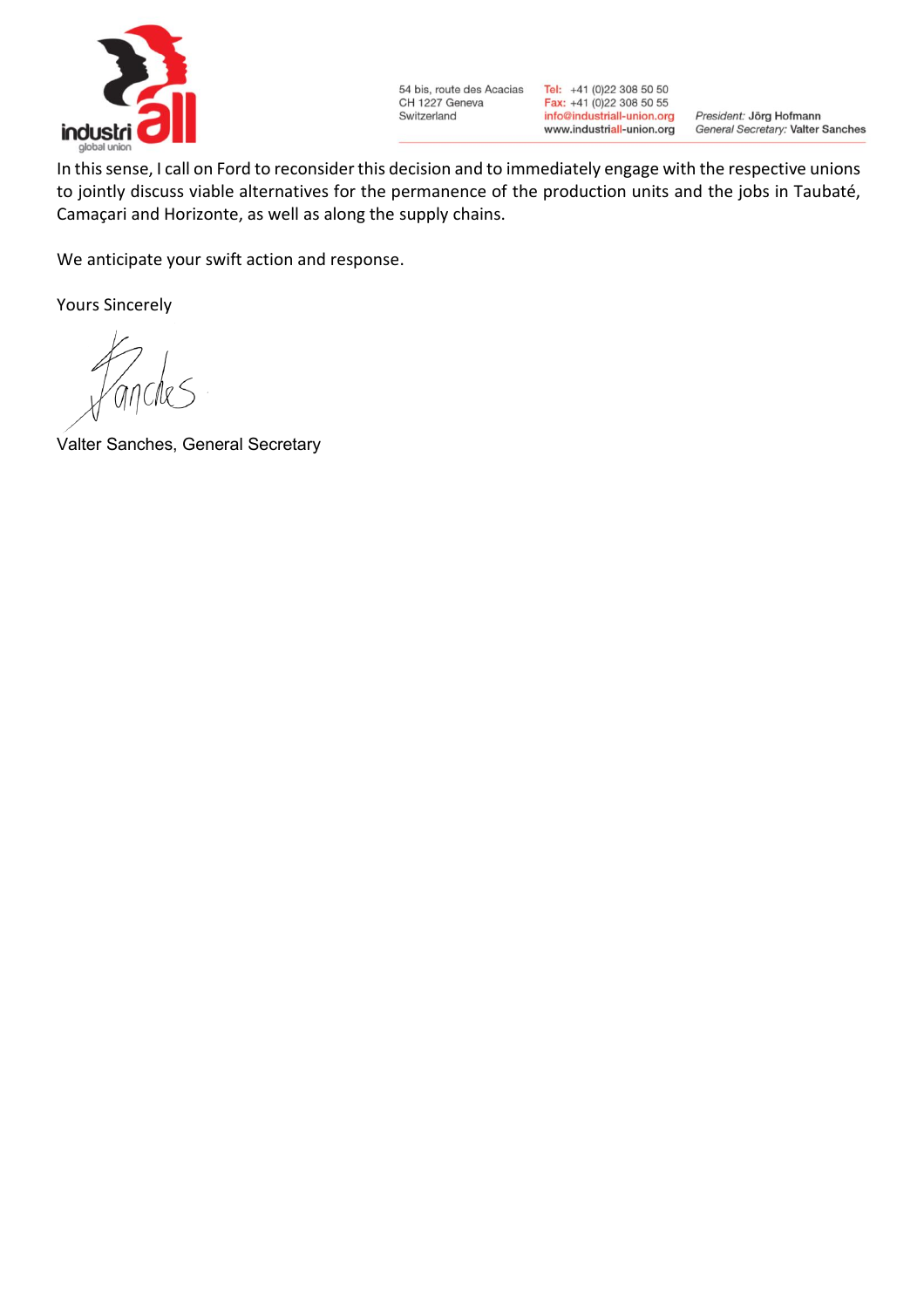In this sense, I call on Ford to reconsider this decision and to immediately engage with the respective unions to jointly discuss viable alternatives for the permanence of the production units and the jobs in Taubaté, Camaçari and Horizonte, as well as along the supply chains.

We anticipate your swift action and response.

Yours Sincerely

Valter Sanches, General Secretary